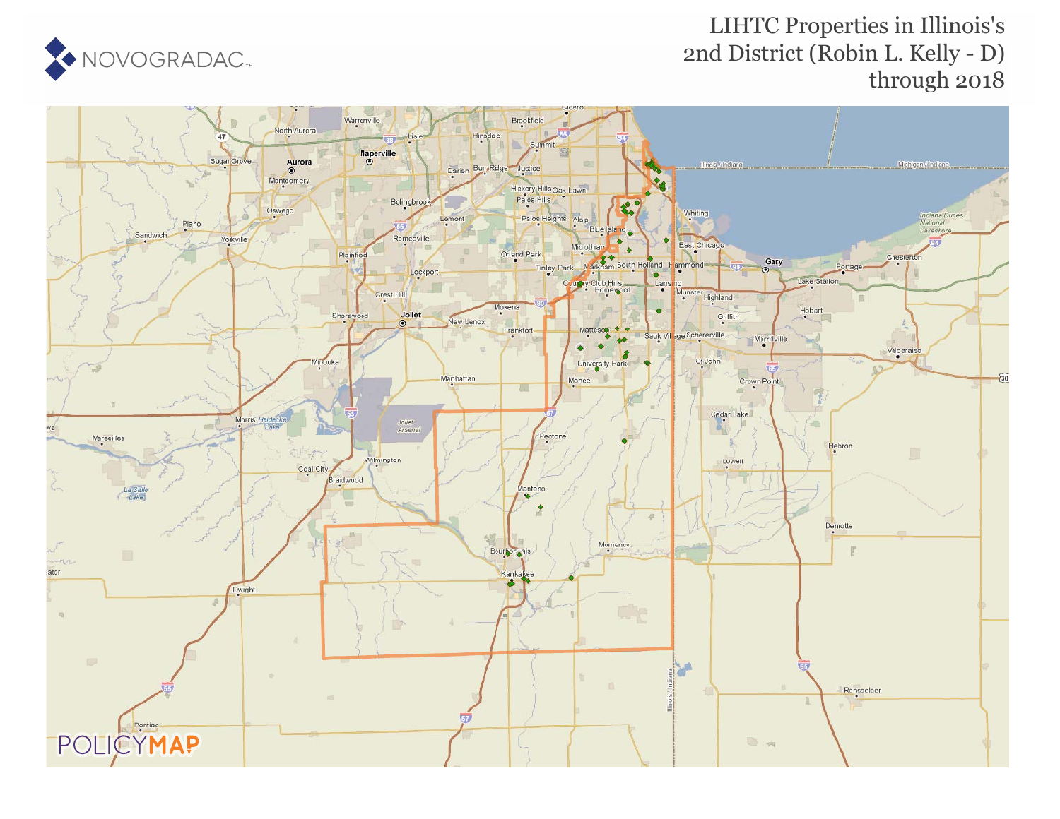NOVOGRADAC

# LIHTC Properties in Illinois's 2nd District (Robin L. Kelly - D) through 2018

POLICYMAP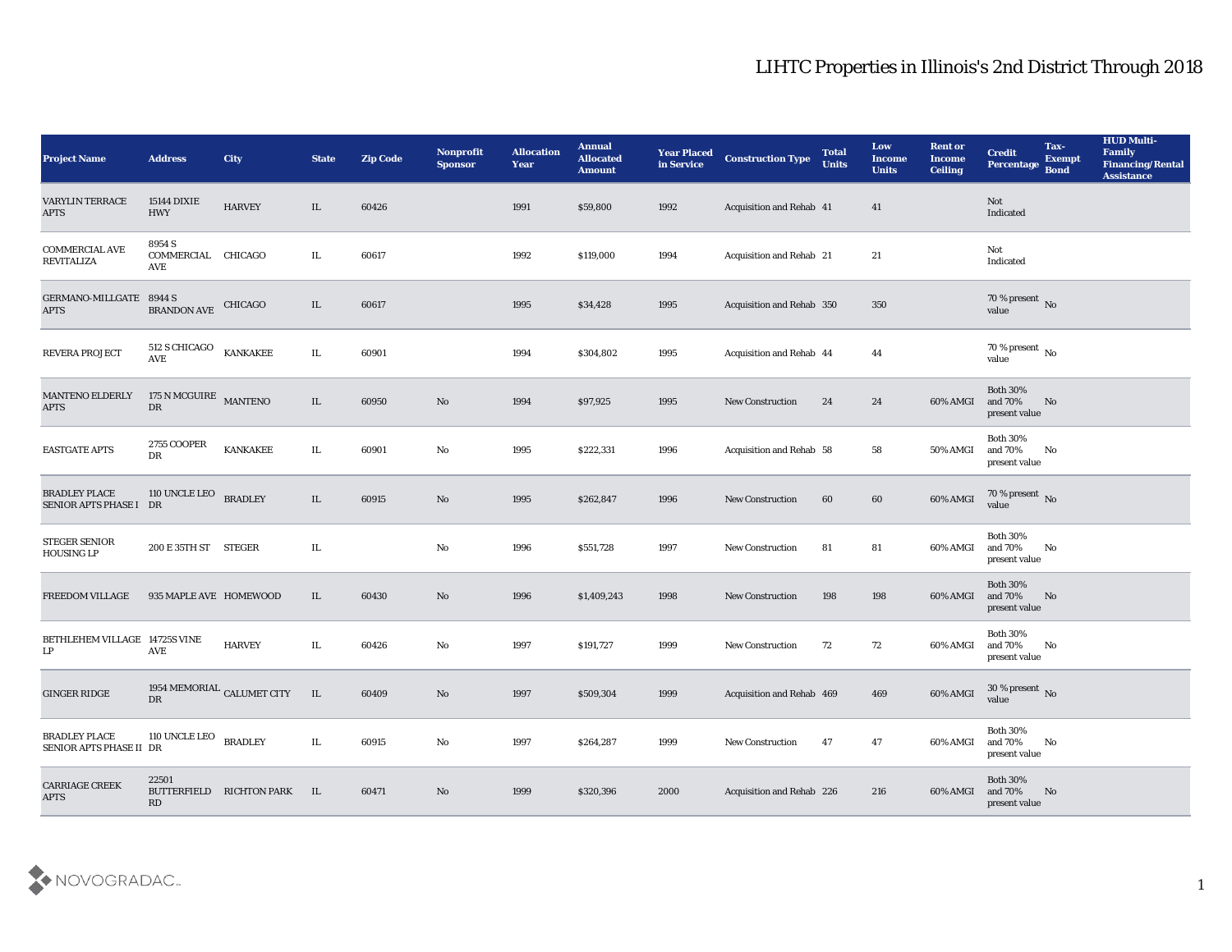# LIHTC Properties in Illinois's 2nd District Through 2018

| Project Name | Address | City | State | Zip Code | Nonprofit Sponsor | Allocation Year | Annual Allocated Amount | Year Placed in Service | Construction Type | Total Units | Low Income Units | Rent or Income Ceiling | Credit Percentage | Tax-Exempt Bond | HUD Multi-Family Financing/Rental Assistance |
|---|---|---|---|---|---|---|---|---|---|---|---|---|---|---|---|
| VARYLIN TERRACE APTS | 15144 DIXIE HWY | HARVEY | IL | 60426 | | 1991 | $59,800 | 1992 | Acquisition and Rehab | 41 | 41 | | Not Indicated | | |
| COMMERCIAL AVE REVITALIZA | 8954 S COMMERCIAL AVE | CHICAGO | IL | 60617 | | 1992 | $119,000 | 1994 | Acquisition and Rehab | 21 | 21 | | Not Indicated | | |
| GERMANO-MILLGATE APTS | 8944 S BRANDON AVE | CHICAGO | IL | 60617 | | 1995 | $34,428 | 1995 | Acquisition and Rehab | 350 | 350 | | 70 % present value | No | |
| REVERA PROJECT | 512 S CHICAGO AVE | KANKAKEE | IL | 60901 | | 1994 | $304,802 | 1995 | Acquisition and Rehab | 44 | 44 | | 70 % present value | No | |
| MANTENO ELDERLY APTS | 175 N MCGUIRE DR | MANTENO | IL | 60950 | No | 1994 | $97,925 | 1995 | New Construction | 24 | 24 | 60% AMGI | Both 30% and 70% present value | No | |
| EASTGATE APTS | 2755 COOPER DR | KANKAKEE | IL | 60901 | No | 1995 | $222,331 | 1996 | Acquisition and Rehab | 58 | 58 | 50% AMGI | Both 30% and 70% present value | No | |
| BRADLEY PLACE SENIOR APTS PHASE I | 110 UNCLE LEO DR | BRADLEY | IL | 60915 | No | 1995 | $262,847 | 1996 | New Construction | 60 | 60 | 60% AMGI | 70 % present value | No | |
| STEGER SENIOR HOUSING LP | 200 E 35TH ST | STEGER | IL | | No | 1996 | $551,728 | 1997 | New Construction | 81 | 81 | 60% AMGI | Both 30% and 70% present value | No | |
| FREEDOM VILLAGE | 935 MAPLE AVE | HOMEWOOD | IL | 60430 | No | 1996 | $1,409,243 | 1998 | New Construction | 198 | 198 | 60% AMGI | Both 30% and 70% present value | No | |
| BETHLEHEM VILLAGE LP | 14725S VINE AVE | HARVEY | IL | 60426 | No | 1997 | $191,727 | 1999 | New Construction | 72 | 72 | 60% AMGI | Both 30% and 70% present value | No | |
| GINGER RIDGE | 1954 MEMORIAL DR | CALUMET CITY | IL | 60409 | No | 1997 | $509,304 | 1999 | Acquisition and Rehab | 469 | 469 | 60% AMGI | 30 % present value | No | |
| BRADLEY PLACE SENIOR APTS PHASE II | 110 UNCLE LEO DR | BRADLEY | IL | 60915 | No | 1997 | $264,287 | 1999 | New Construction | 47 | 47 | 60% AMGI | Both 30% and 70% present value | No | |
| CARRIAGE CREEK APTS | 22501 BUTTERFIELD RD | RICHTON PARK | IL | 60471 | No | 1999 | $320,396 | 2000 | Acquisition and Rehab | 226 | 216 | 60% AMGI | Both 30% and 70% present value | No | |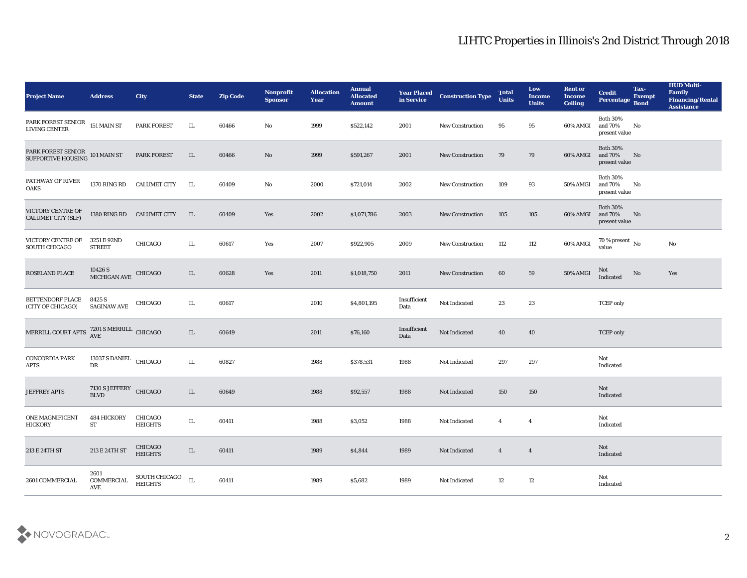# LIHTC Properties in Illinois's 2nd District Through 2018

| Project Name | Address | City | State | Zip Code | Nonprofit Sponsor | Allocation Year | Annual Allocated Amount | Year Placed in Service | Construction Type | Total Units | Low Income Units | Rent or Income Ceiling | Credit Percentage | Tax-Exempt Bond | HUD Multi-Family Financing/Rental Assistance |
|---|---|---|---|---|---|---|---|---|---|---|---|---|---|---|---|
| PARK FOREST SENIOR LIVING CENTER | 151 MAIN ST | PARK FOREST | IL | 60466 | No | 1999 | $522,142 | 2001 | New Construction | 95 | 95 | 60% AMGI | Both 30% and 70% present value | No | |
| PARK FOREST SENIOR SUPPORTIVE HOUSING | 101 MAIN ST | PARK FOREST | IL | 60466 | No | 1999 | $591,267 | 2001 | New Construction | 79 | 79 | 60% AMGI | Both 30% and 70% present value | No | |
| PATHWAY OF RIVER OAKS | 1370 RING RD | CALUMET CITY | IL | 60409 | No | 2000 | $721,014 | 2002 | New Construction | 109 | 93 | 50% AMGI | Both 30% and 70% present value | No | |
| VICTORY CENTRE OF CALUMET CITY (SLF) | 1380 RING RD | CALUMET CITY | IL | 60409 | Yes | 2002 | $1,071,786 | 2003 | New Construction | 105 | 105 | 60% AMGI | Both 30% and 70% present value | No | |
| VICTORY CENTRE OF SOUTH CHICAGO | 3251 E 92ND STREET | CHICAGO | IL | 60617 | Yes | 2007 | $922,905 | 2009 | New Construction | 112 | 112 | 60% AMGI | 70 % present value | No | No |
| ROSELAND PLACE | 10426 S MICHIGAN AVE | CHICAGO | IL | 60628 | Yes | 2011 | $1,018,750 | 2011 | New Construction | 60 | 59 | 50% AMGI | Not Indicated | No | Yes |
| BETTENDORF PLACE (CITY OF CHICAGO) | 8425 S SAGINAW AVE | CHICAGO | IL | 60617 | | 2010 | $4,801,195 | Insufficient Data | Not Indicated | 23 | 23 | | TCEP only | | |
| MERRILL COURT APTS | 7201 S MERRILL AVE | CHICAGO | IL | 60649 | | 2011 | $76,160 | Insufficient Data | Not Indicated | 40 | 40 | | TCEP only | | |
| CONCORDIA PARK APTS | 13037 S DANIEL DR | CHICAGO | IL | 60827 | | 1988 | $378,531 | 1988 | Not Indicated | 297 | 297 | | Not Indicated | | |
| JEFFREY APTS | 7130 S JEFFERY BLVD | CHICAGO | IL | 60649 | | 1988 | $92,557 | 1988 | Not Indicated | 150 | 150 | | Not Indicated | | |
| ONE MAGNIFICENT HICKORY | 484 HICKORY ST | CHICAGO HEIGHTS | IL | 60411 | | 1988 | $3,052 | 1988 | Not Indicated | 4 | 4 | | Not Indicated | | |
| 213 E 24TH ST | 213 E 24TH ST | CHICAGO HEIGHTS | IL | 60411 | | 1989 | $4,844 | 1989 | Not Indicated | 4 | 4 | | Not Indicated | | |
| 2601 COMMERCIAL | 2601 COMMERCIAL AVE | SOUTH CHICAGO HEIGHTS | IL | 60411 | | 1989 | $5,682 | 1989 | Not Indicated | 12 | 12 | | Not Indicated | | |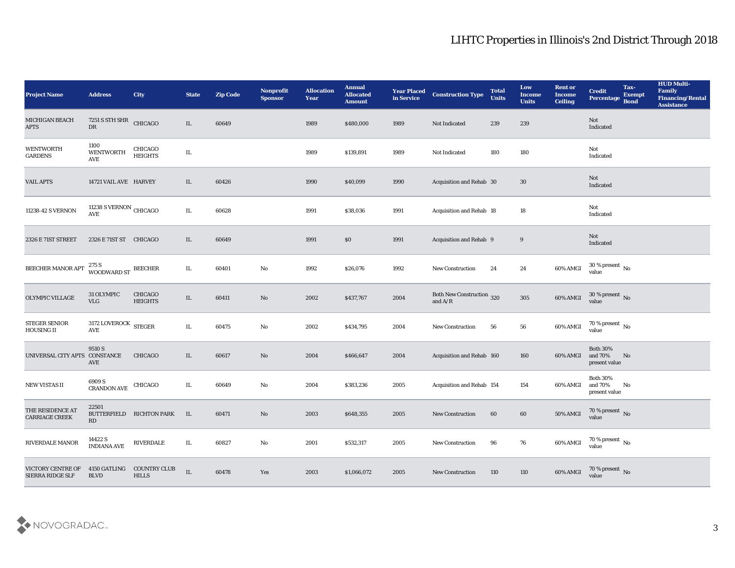# LIHTC Properties in Illinois's 2nd District Through 2018

| Project Name | Address | City | State | Zip Code | Nonprofit Sponsor | Allocation Year | Annual Allocated Amount | Year Placed in Service | Construction Type | Total Units | Low Income Units | Rent or Income Ceiling | Credit Percentage | Tax-Exempt Bond | HUD Multi-Family Financing/Rental Assistance |
|---|---|---|---|---|---|---|---|---|---|---|---|---|---|---|---|
| MICHIGAN BEACH APTS | 7251 S STH SHR DR | CHICAGO | IL | 60649 | | 1989 | $480,000 | 1989 | Not Indicated | 239 | 239 | | Not Indicated | | |
| WENTWORTH GARDENS | 1100 WENTWORTH AVE | CHICAGO HEIGHTS | IL | | | 1989 | $139,891 | 1989 | Not Indicated | 180 | 180 | | Not Indicated | | |
| VAIL APTS | 14721 VAIL AVE | HARVEY | IL | 60426 | | 1990 | $40,099 | 1990 | Acquisition and Rehab | 30 | 30 | | Not Indicated | | |
| 11238-42 S VERNON | 11238 S VERNON AVE | CHICAGO | IL | 60628 | | 1991 | $38,036 | 1991 | Acquisition and Rehab | 18 | 18 | | Not Indicated | | |
| 2326 E 71ST STREET | 2326 E 71ST ST | CHICAGO | IL | 60649 | | 1991 | $0 | 1991 | Acquisition and Rehab | 9 | 9 | | Not Indicated | | |
| BEECHER MANOR APT | 275 S WOODWARD ST | BEECHER | IL | 60401 | No | 1992 | $26,076 | 1992 | New Construction | 24 | 24 | 60% AMGI | 30 % present value | No | |
| OLYMPIC VILLAGE | 31 OLYMPIC VLG | CHICAGO HEIGHTS | IL | 60411 | No | 2002 | $437,767 | 2004 | Both New Construction and A/R | 320 | 305 | 60% AMGI | 30 % present value | No | |
| STEGER SENIOR HOUSING II | 3172 LOVEROCK AVE | STEGER | IL | 60475 | No | 2002 | $434,795 | 2004 | New Construction | 56 | 56 | 60% AMGI | 70 % present value | No | |
| UNIVERSAL CITY APTS | 9510 S CONSTANCE AVE | CHICAGO | IL | 60617 | No | 2004 | $466,647 | 2004 | Acquisition and Rehab | 160 | 160 | 60% AMGI | Both 30% and 70% present value | No | |
| NEW VISTAS II | 6909 S CRANDON AVE | CHICAGO | IL | 60649 | No | 2004 | $383,236 | 2005 | Acquisition and Rehab | 154 | 154 | 60% AMGI | Both 30% and 70% present value | No | |
| THE RESIDENCE AT CARRIAGE CREEK | 22501 BUTTERFIELD RD | RICHTON PARK | IL | 60471 | No | 2003 | $648,355 | 2005 | New Construction | 60 | 60 | 50% AMGI | 70 % present value | No | |
| RIVERDALE MANOR | 14422 S INDIANA AVE | RIVERDALE | IL | 60827 | No | 2001 | $532,317 | 2005 | New Construction | 96 | 76 | 60% AMGI | 70 % present value | No | |
| VICTORY CENTRE OF SIERRA RIDGE SLF | 4150 GATLING BLVD | COUNTRY CLUB HILLS | IL | 60478 | Yes | 2003 | $1,066,072 | 2005 | New Construction | 110 | 110 | 60% AMGI | 70 % present value | No | |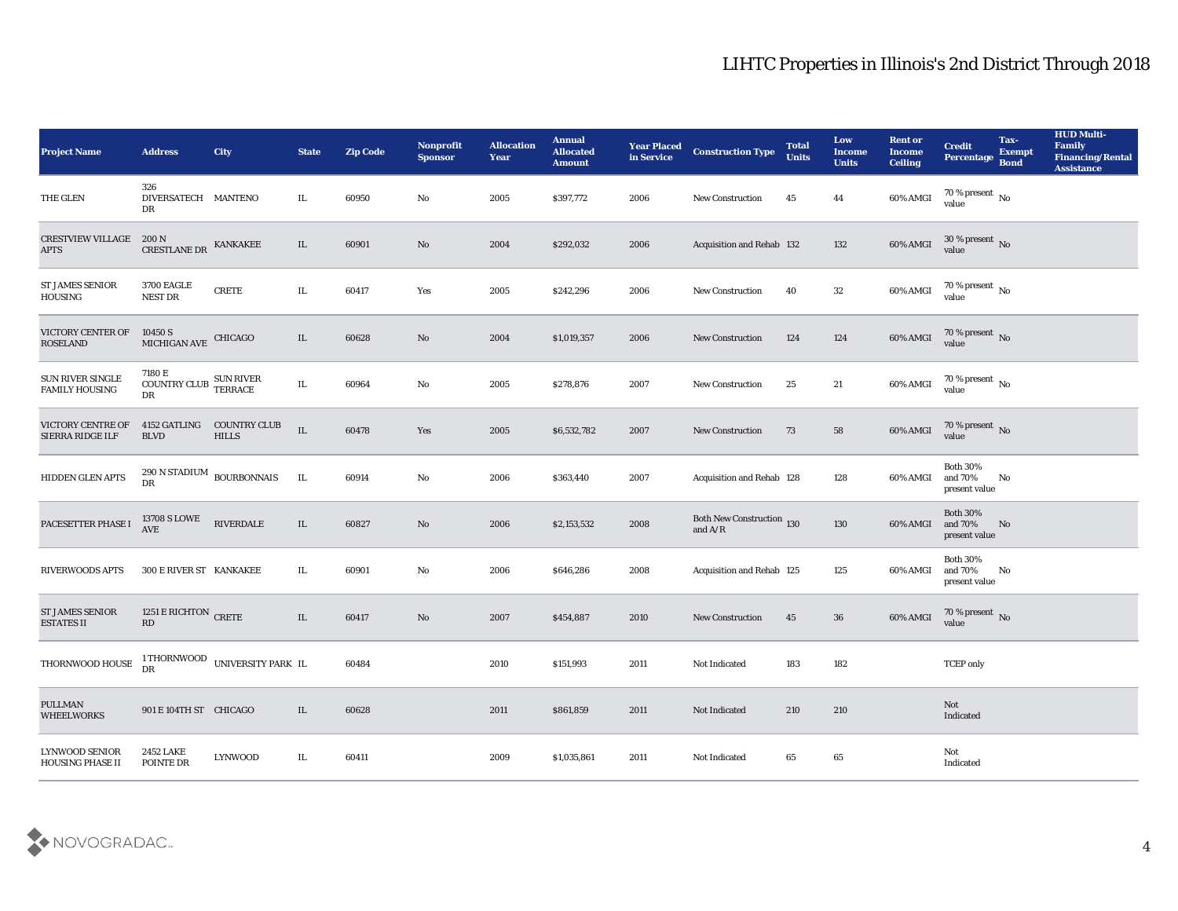# LIHTC Properties in Illinois's 2nd District Through 2018

| Project Name | Address | City | State | Zip Code | Nonprofit Sponsor | Allocation Year | Annual Allocated Amount | Year Placed in Service | Construction Type | Total Units | Low Income Units | Rent or Income Ceiling | Credit Percentage | Tax-Exempt Bond | HUD Multi-Family Financing/Rental Assistance |
|---|---|---|---|---|---|---|---|---|---|---|---|---|---|---|---|
| THE GLEN | 326 DIVERSATECH DR | MANTENO | IL | 60950 | No | 2005 | $397,772 | 2006 | New Construction | 45 | 44 | 60% AMGI | 70 % present value | No | |
| CRESTVIEW VILLAGE APTS | 200 N CRESTLANE DR | KANKAKEE | IL | 60901 | No | 2004 | $292,032 | 2006 | Acquisition and Rehab | 132 | 132 | 60% AMGI | 30 % present value | No | |
| ST JAMES SENIOR HOUSING | 3700 EAGLE NEST DR | CRETE | IL | 60417 | Yes | 2005 | $242,296 | 2006 | New Construction | 40 | 32 | 60% AMGI | 70 % present value | No | |
| VICTORY CENTER OF ROSELAND | 10450 S MICHIGAN AVE | CHICAGO | IL | 60628 | No | 2004 | $1,019,357 | 2006 | New Construction | 124 | 124 | 60% AMGI | 70 % present value | No | |
| SUN RIVER SINGLE FAMILY HOUSING | 7180 E COUNTRY CLUB DR | SUN RIVER TERRACE | IL | 60964 | No | 2005 | $278,876 | 2007 | New Construction | 25 | 21 | 60% AMGI | 70 % present value | No | |
| VICTORY CENTRE OF SIERRA RIDGE ILF | 4152 GATLING BLVD | COUNTRY CLUB HILLS | IL | 60478 | Yes | 2005 | $6,532,782 | 2007 | New Construction | 73 | 58 | 60% AMGI | 70 % present value | No | |
| HIDDEN GLEN APTS | 290 N STADIUM DR | BOURBONNAIS | IL | 60914 | No | 2006 | $363,440 | 2007 | Acquisition and Rehab | 128 | 128 | 60% AMGI | Both 30% and 70% present value | No | |
| PACESETTER PHASE I | 13708 S LOWE AVE | RIVERDALE | IL | 60827 | No | 2006 | $2,153,532 | 2008 | Both New Construction and A/R | 130 | 130 | 60% AMGI | Both 30% and 70% present value | No | |
| RIVERWOODS APTS | 300 E RIVER ST | KANKAKEE | IL | 60901 | No | 2006 | $646,286 | 2008 | Acquisition and Rehab | 125 | 125 | 60% AMGI | Both 30% and 70% present value | No | |
| ST JAMES SENIOR ESTATES II | 1251 E RICHTON RD | CRETE | IL | 60417 | No | 2007 | $454,887 | 2010 | New Construction | 45 | 36 | 60% AMGI | 70 % present value | No | |
| THORNWOOD HOUSE | 1 THORNWOOD DR | UNIVERSITY PARK | IL | 60484 | | 2010 | $151,993 | 2011 | Not Indicated | 183 | 182 | | TCEP only | | |
| PULLMAN WHEELWORKS | 901 E 104TH ST | CHICAGO | IL | 60628 | | 2011 | $861,859 | 2011 | Not Indicated | 210 | 210 | | Not Indicated | | |
| LYNWOOD SENIOR HOUSING PHASE II | 2452 LAKE POINTE DR | LYNWOOD | IL | 60411 | | 2009 | $1,035,861 | 2011 | Not Indicated | 65 | 65 | | Not Indicated | | |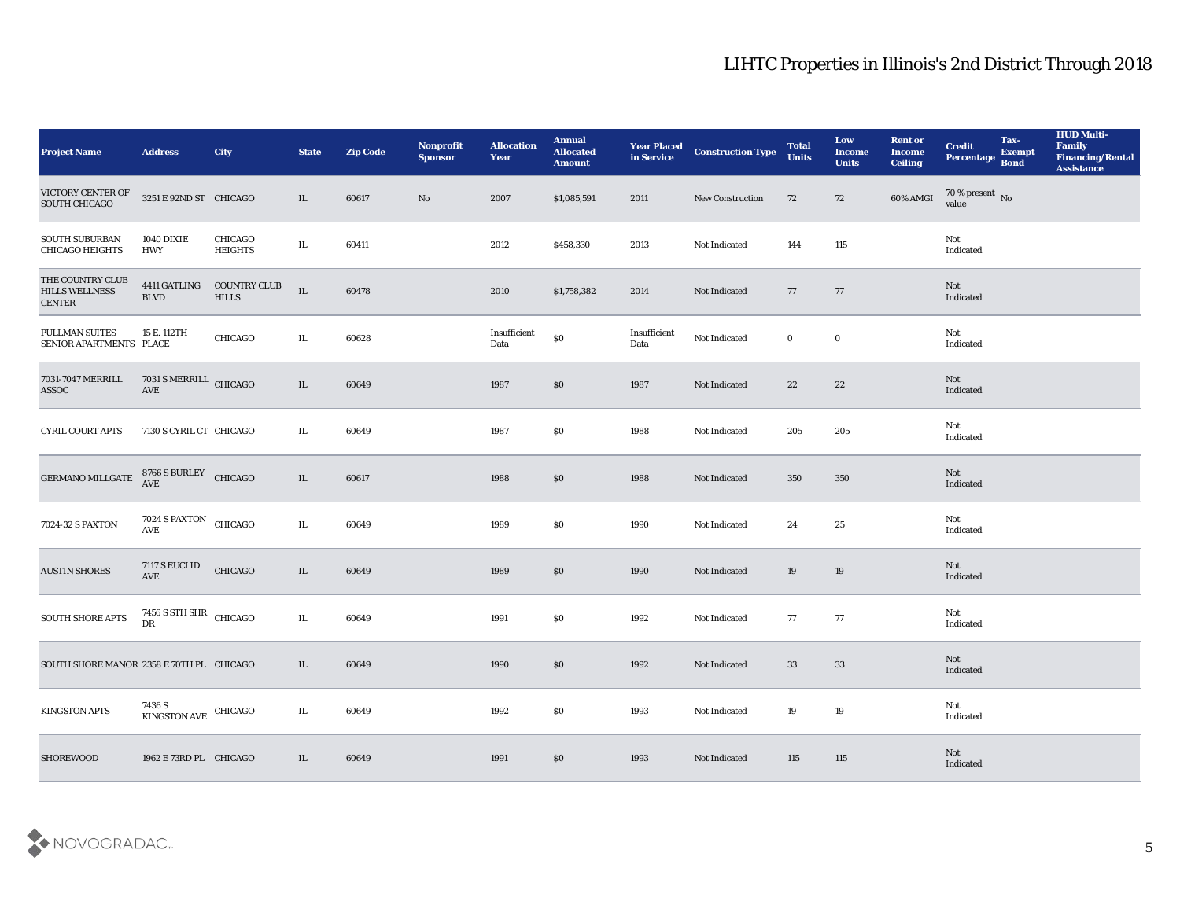## LIHTC Properties in Illinois's 2nd District Through 2018

| Project Name | Address | City | State | Zip Code | Nonprofit Sponsor | Allocation Year | Annual Allocated Amount | Year Placed in Service | Construction Type | Total Units | Low Income Units | Rent or Income Ceiling | Credit Percentage | Tax-Exempt Bond | HUD Multi-Family Financing/Rental Assistance |
|---|---|---|---|---|---|---|---|---|---|---|---|---|---|---|---|
| VICTORY CENTER OF SOUTH CHICAGO | 3251 E 92ND ST | CHICAGO | IL | 60617 | No | 2007 | $1,085,591 | 2011 | New Construction | 72 | 72 | 60% AMGI | 70 % present value | No | |
| SOUTH SUBURBAN CHICAGO HEIGHTS | 1040 DIXIE HWY | CHICAGO HEIGHTS | IL | 60411 | | 2012 | $458,330 | 2013 | Not Indicated | 144 | 115 | | Not Indicated | | |
| THE COUNTRY CLUB HILLS WELLNESS CENTER | 4411 GATLING BLVD | COUNTRY CLUB HILLS | IL | 60478 | | 2010 | $1,758,382 | 2014 | Not Indicated | 77 | 77 | | Not Indicated | | |
| PULLMAN SUITES SENIOR APARTMENTS | 15 E. 112TH PLACE | CHICAGO | IL | 60628 | | Insufficient Data | $0 | Insufficient Data | Not Indicated | 0 | 0 | | Not Indicated | | |
| 7031-7047 MERRILL ASSOC | 7031 S MERRILL AVE | CHICAGO | IL | 60649 | | 1987 | $0 | 1987 | Not Indicated | 22 | 22 | | Not Indicated | | |
| CYRIL COURT APTS | 7130 S CYRIL CT | CHICAGO | IL | 60649 | | 1987 | $0 | 1988 | Not Indicated | 205 | 205 | | Not Indicated | | |
| GERMANO MILLGATE | 8766 S BURLEY AVE | CHICAGO | IL | 60617 | | 1988 | $0 | 1988 | Not Indicated | 350 | 350 | | Not Indicated | | |
| 7024-32 S PAXTON | 7024 S PAXTON AVE | CHICAGO | IL | 60649 | | 1989 | $0 | 1990 | Not Indicated | 24 | 25 | | Not Indicated | | |
| AUSTIN SHORES | 7117 S EUCLID AVE | CHICAGO | IL | 60649 | | 1989 | $0 | 1990 | Not Indicated | 19 | 19 | | Not Indicated | | |
| SOUTH SHORE APTS | 7456 S STH SHR DR | CHICAGO | IL | 60649 | | 1991 | $0 | 1992 | Not Indicated | 77 | 77 | | Not Indicated | | |
| SOUTH SHORE MANOR | 2358 E 70TH PL | CHICAGO | IL | 60649 | | 1990 | $0 | 1992 | Not Indicated | 33 | 33 | | Not Indicated | | |
| KINGSTON APTS | 7436 S KINGSTON AVE | CHICAGO | IL | 60649 | | 1992 | $0 | 1993 | Not Indicated | 19 | 19 | | Not Indicated | | |
| SHOREWOOD | 1962 E 73RD PL | CHICAGO | IL | 60649 | | 1991 | $0 | 1993 | Not Indicated | 115 | 115 | | Not Indicated | | |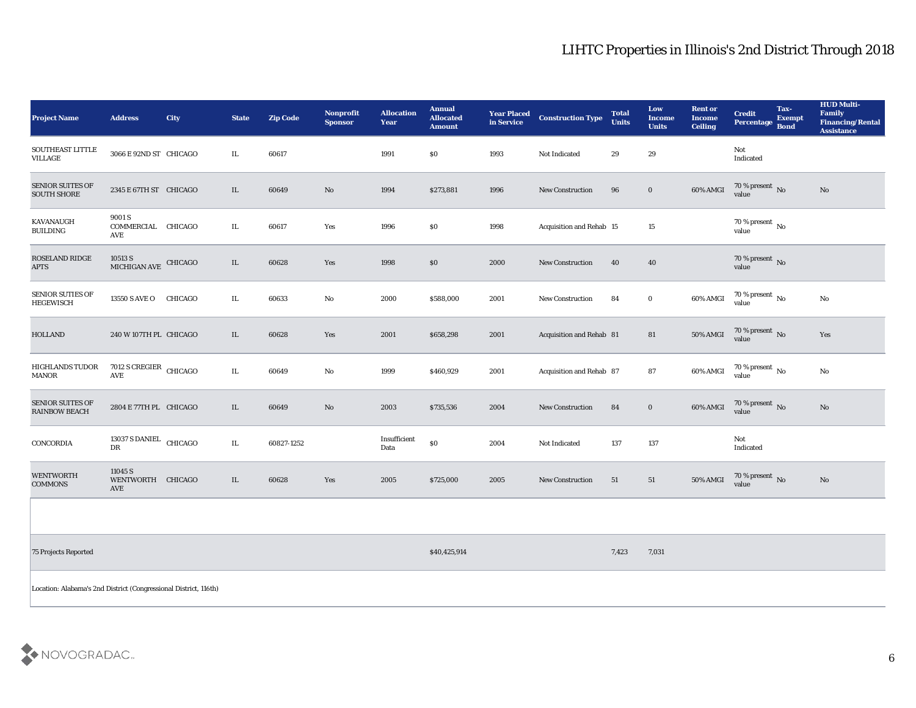# LIHTC Properties in Illinois's 2nd District Through 2018

| Project Name | Address | City | State | Zip Code | Nonprofit Sponsor | Allocation Year | Annual Allocated Amount | Year Placed in Service | Construction Type | Total Units | Low Income Units | Rent or Income Ceiling | Credit Percentage | Tax-Exempt Bond | HUD Multi-Family Financing/Rental Assistance |
|---|---|---|---|---|---|---|---|---|---|---|---|---|---|---|---|
| SOUTHEAST LITTLE VILLAGE | 3066 E 92ND ST | CHICAGO | IL | 60617 | | 1991 | $0 | 1993 | Not Indicated | 29 | 29 | | Not Indicated | | |
| SENIOR SUITES OF SOUTH SHORE | 2345 E 67TH ST | CHICAGO | IL | 60649 | No | 1994 | $273,881 | 1996 | New Construction | 96 | 0 | 60% AMGI | 70 % present value | No | No |
| KAVANAUGH BUILDING | 9001 S COMMERCIAL AVE | CHICAGO | IL | 60617 | Yes | 1996 | $0 | 1998 | Acquisition and Rehab | 15 | 15 | | 70 % present value | No | |
| ROSELAND RIDGE APTS | 10513 S MICHIGAN AVE | CHICAGO | IL | 60628 | Yes | 1998 | $0 | 2000 | New Construction | 40 | 40 | | 70 % present value | No | |
| SENIOR SUTIES OF HEGEWISCH | 13550 S AVE O | CHICAGO | IL | 60633 | No | 2000 | $588,000 | 2001 | New Construction | 84 | 0 | 60% AMGI | 70 % present value | No | No |
| HOLLAND | 240 W 107TH PL | CHICAGO | IL | 60628 | Yes | 2001 | $658,298 | 2001 | Acquisition and Rehab | 81 | 81 | 50% AMGI | 70 % present value | No | Yes |
| HIGHLANDS TUDOR MANOR | 7012 S CREGIER AVE | CHICAGO | IL | 60649 | No | 1999 | $460,929 | 2001 | Acquisition and Rehab | 87 | 87 | 60% AMGI | 70 % present value | No | No |
| SENIOR SUITES OF RAINBOW BEACH | 2804 E 77TH PL | CHICAGO | IL | 60649 | No | 2003 | $735,536 | 2004 | New Construction | 84 | 0 | 60% AMGI | 70 % present value | No | No |
| CONCORDIA | 13037 S DANIEL DR | CHICAGO | IL | 60827-1252 | | Insufficient Data | $0 | 2004 | Not Indicated | 137 | 137 | | Not Indicated | | |
| WENTWORTH COMMONS | 11045 S WENTWORTH AVE | CHICAGO | IL | 60628 | Yes | 2005 | $725,000 | 2005 | New Construction | 51 | 51 | 50% AMGI | 70 % present value | No | No |
| | | | | | | | | | | | | | | | |
| 75 Projects Reported | | | | | | | $40,425,914 | | | 7,423 | 7,031 | | | | |

Location: Alabama's 2nd District (Congressional District, 116th)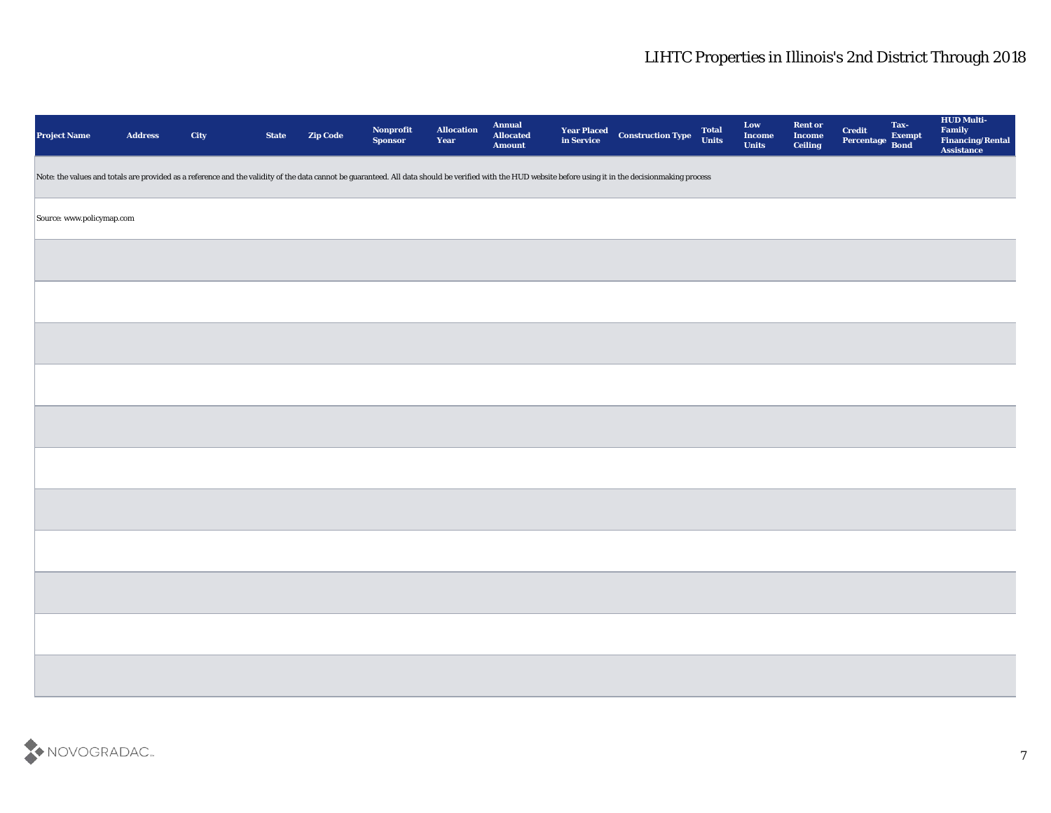# LIHTC Properties in Illinois's 2nd District Through 2018

| Project Name | Address | City | State | Zip Code | Nonprofit Sponsor | Allocation Year | Annual Allocated Amount | Year Placed in Service | Construction Type | Total Units | Low Income Units | Rent or Income Ceiling | Credit Percentage | Tax-Exempt Bond | HUD Multi-Family Financing/Rental Assistance |
|---|---|---|---|---|---|---|---|---|---|---|---|---|---|---|---|
| Note: the values and totals are provided as a reference and the validity of the data cannot be guaranteed. All data should be verified with the HUD website before using it in the decisionmaking process | | | | | | | | | | | | | | | |
| Source: www.policymap.com | | | | | | | | | | | | | | | |